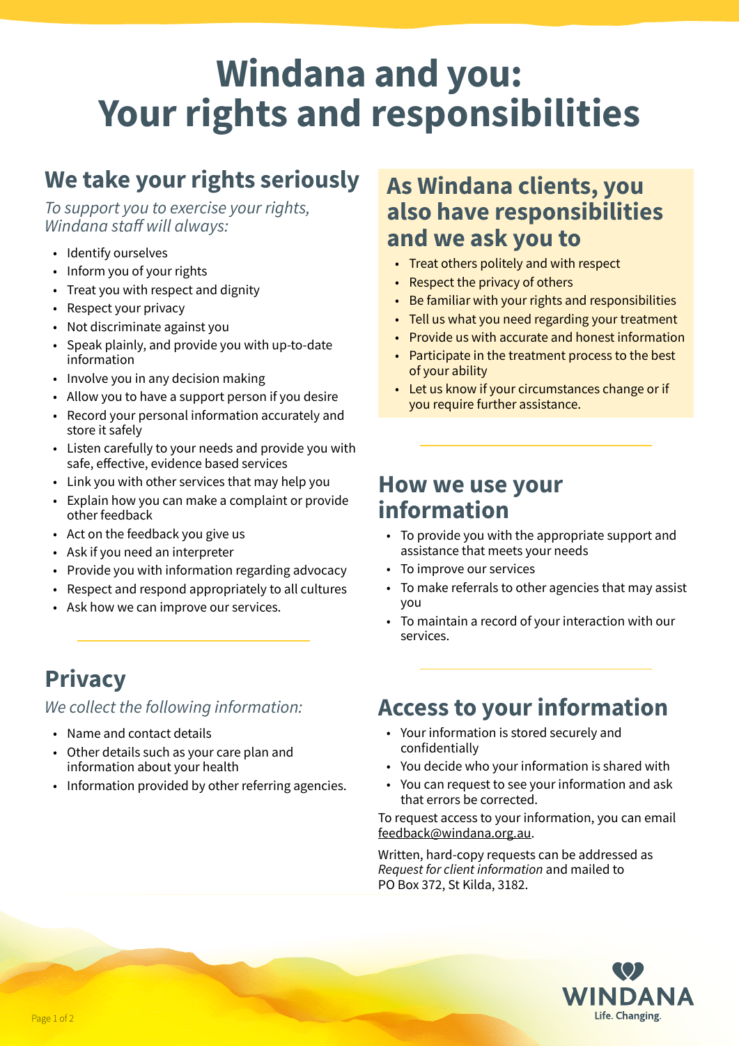# Windana and you: Your rights and responsibilities

## We take your rights seriously

*To support you to exercise your rights, Windana staff will always:*

- Identify ourselves
- Inform you of your rights
- Treat you with respect and dignity
- Respect your privacy
- Not discriminate against you
- Speak plainly, and provide you with up-to-date information
- Involve you in any decision making
- Allow you to have a support person if you desire
- Record your personal information accurately and store it safely
- Listen carefully to your needs and provide you with safe, effective, evidence based services
- Link you with other services that may help you
- Explain how you can make a complaint or provide other feedback
- Act on the feedback you give us
- Ask if you need an interpreter
- Provide you with information regarding advocacy
- Respect and respond appropriately to all cultures
- Ask how we can improve our services.

## As Windana clients, you also have responsibilities and we ask you to

- Treat others politely and with respect
- Respect the privacy of others
- Be familiar with your rights and responsibilities
- Tell us what you need regarding your treatment
- Provide us with accurate and honest information
- Participate in the treatment process to the best of your ability
- Let us know if your circumstances change or if you require further assistance.

## Privacy

*We collect the following information:*

- Name and contact details
- Other details such as your care plan and information about your health
- Information provided by other referring agencies.

## How we use your information

- To provide you with the appropriate support and assistance that meets your needs
- To improve our services
- To make referrals to other agencies that may assist you
- To maintain a record of your interaction with our services.

## Access to your information

- Your information is stored securely and confidentially
- You decide who your information is shared with
- You can request to see your information and ask that errors be corrected.

To request access to your information, you can email feedback@windana.org.au.

Written, hard-copy requests can be addressed as *Request for client information* and mailed to PO Box 372, St Kilda, 3182.

WINDANA
Life. Changing.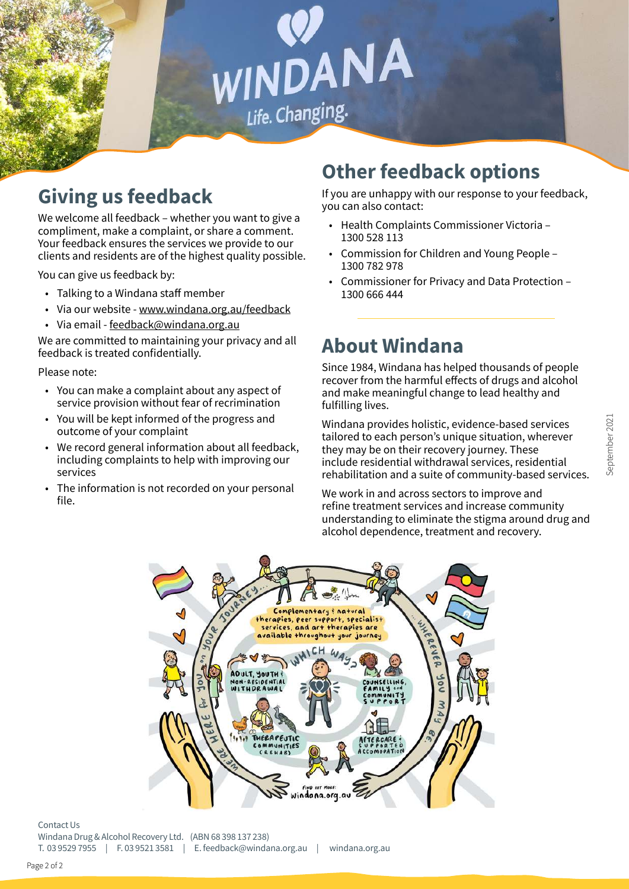## Giving us feedback

We welcome all feedback – whether you want to give a compliment, make a complaint, or share a comment. Your feedback ensures the services we provide to our clients and residents are of the highest quality possible.

You can give us feedback by:

- Talking to a Windana staff member
- Via our website - www.windana.org.au/feedback
- Via email - feedback@windana.org.au

We are committed to maintaining your privacy and all feedback is treated confidentially.

Please note:

- You can make a complaint about any aspect of service provision without fear of recrimination
- You will be kept informed of the progress and outcome of your complaint
- We record general information about all feedback, including complaints to help with improving our services
- The information is not recorded on your personal file.

## Other feedback options

If you are unhappy with our response to your feedback, you can also contact:

- Health Complaints Commissioner Victoria – 1300 528 113
- Commission for Children and Young People – 1300 782 978
- Commissioner for Privacy and Data Protection – 1300 666 444

## About Windana

Since 1984, Windana has helped thousands of people recover from the harmful effects of drugs and alcohol and make meaningful change to lead healthy and fulfilling lives.

Windana provides holistic, evidence-based services tailored to each person's unique situation, wherever they may be on their recovery journey. These include residential withdrawal services, residential rehabilitation and a suite of community-based services.

We work in and across sectors to improve and refine treatment services and increase community understanding to eliminate the stigma around drug and alcohol dependence, treatment and recovery.

September 2021

Contact Us
Windana Drug & Alcohol Recovery Ltd. (ABN 68 398 137 238)
T. 03 9529 7955 | F. 03 9521 3581 | E. feedback@windana.org.au | windana.org.au